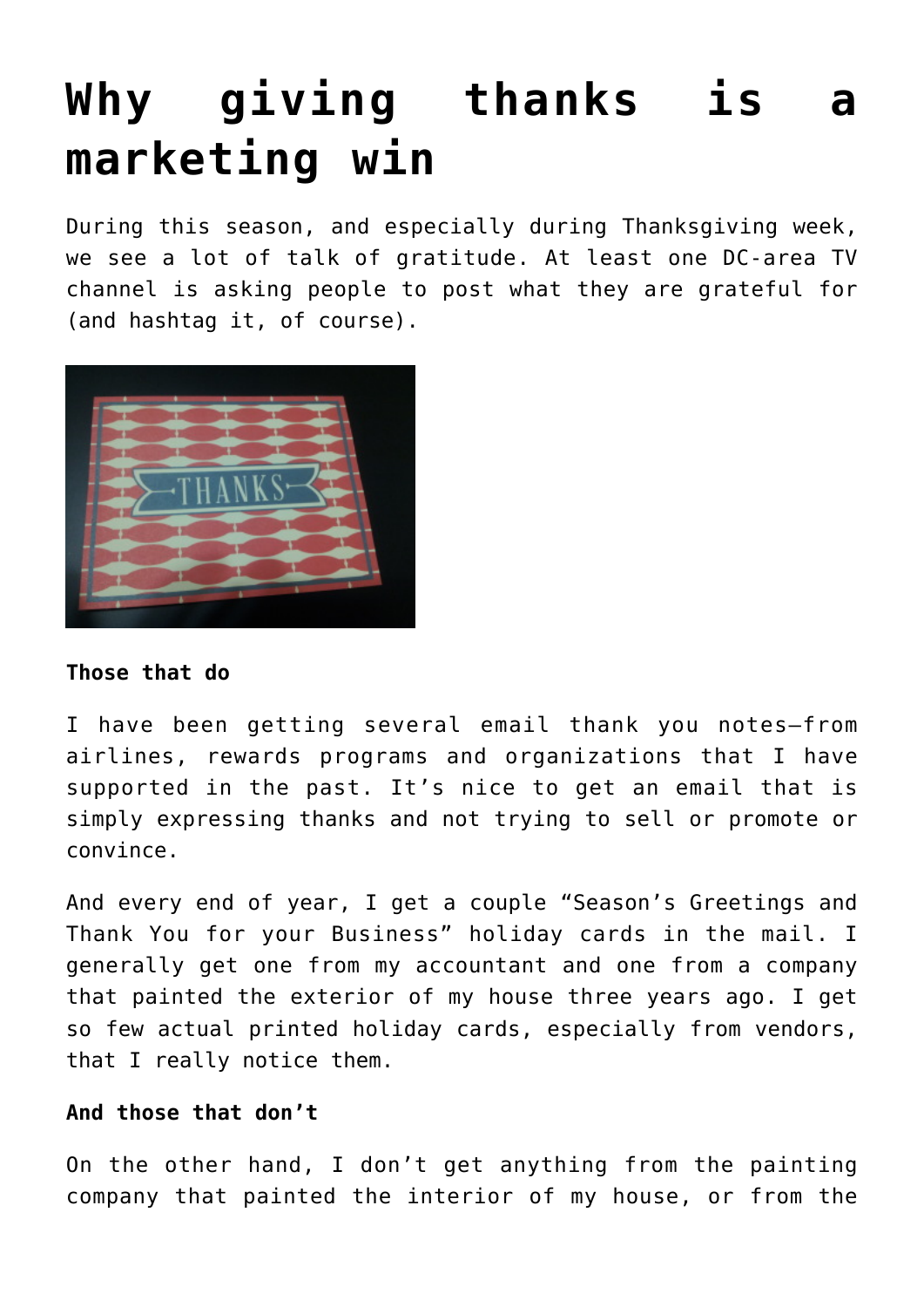# Why giving thanks is a marketing win

During this season, and especially during Thanksgiving week, we see a lot of talk of gratitude. At least one DC-area TV channel is asking people to post what they are grateful for (and hashtag it, of course).

**Those that do**

I have been getting several email thank you notes—from airlines, rewards programs and organizations that I have supported in the past. It's nice to get an email that is simply expressing thanks and not trying to sell or promote or convince.

And every end of year, I get a couple "Season's Greetings and Thank You for your Business" holiday cards in the mail. I generally get one from my accountant and one from a company that painted the exterior of my house three years ago. I get so few actual printed holiday cards, especially from vendors, that I really notice them.

**And those that don't**

On the other hand, I don't get anything from the painting company that painted the interior of my house, or from the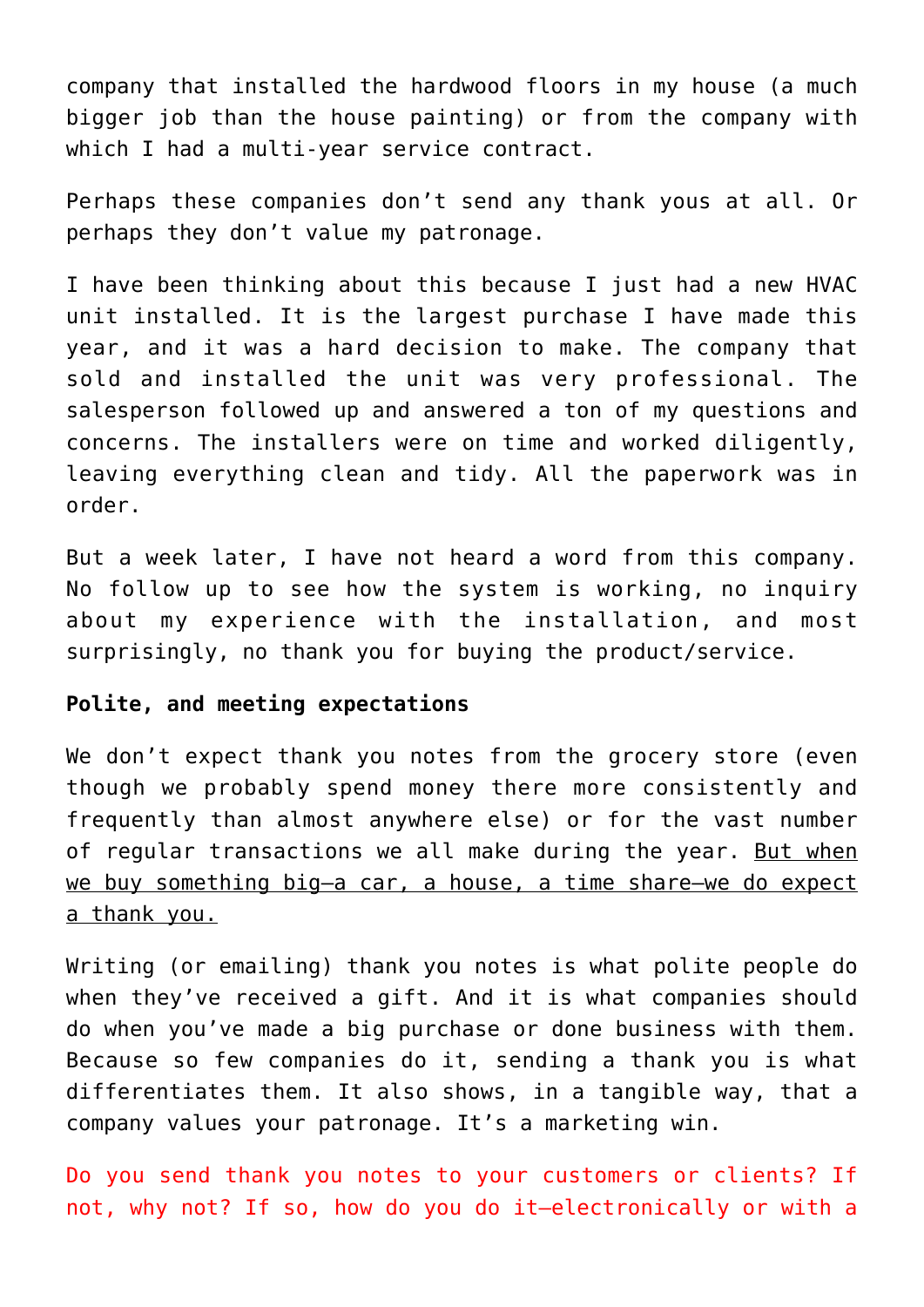company that installed the hardwood floors in my house (a much bigger job than the house painting) or from the company with which I had a multi-year service contract.

Perhaps these companies don't send any thank yous at all. Or perhaps they don't value my patronage.

I have been thinking about this because I just had a new HVAC unit installed. It is the largest purchase I have made this year, and it was a hard decision to make. The company that sold and installed the unit was very professional. The salesperson followed up and answered a ton of my questions and concerns. The installers were on time and worked diligently, leaving everything clean and tidy. All the paperwork was in order.

But a week later, I have not heard a word from this company. No follow up to see how the system is working, no inquiry about my experience with the installation, and most surprisingly, no thank you for buying the product/service.

**Polite, and meeting expectations**

We don't expect thank you notes from the grocery store (even though we probably spend money there more consistently and frequently than almost anywhere else) or for the vast number of regular transactions we all make during the year. <u>But when we buy something big—a car, a house, a time share—we do expect a thank you.</u>

Writing (or emailing) thank you notes is what polite people do when they've received a gift. And it is what companies should do when you've made a big purchase or done business with them. Because so few companies do it, sending a thank you is what differentiates them. It also shows, in a tangible way, that a company values your patronage. It's a marketing win.

Do you send thank you notes to your customers or clients? If not, why not? If so, how do you do it—electronically or with a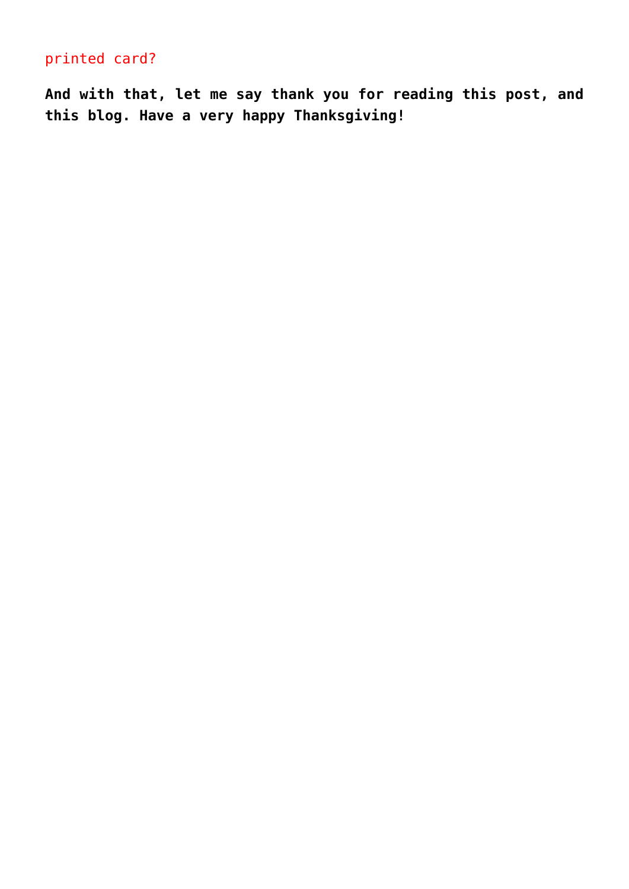printed card?

**And with that, let me say thank you for reading this post, and this blog. Have a very happy Thanksgiving!**